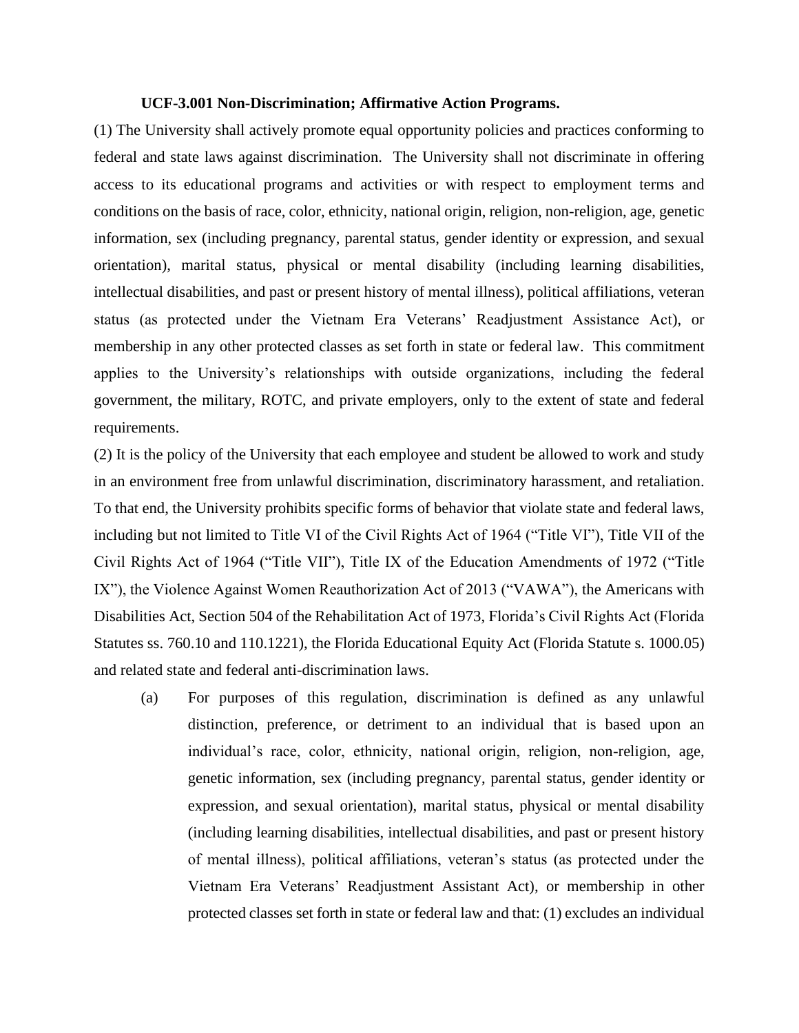**UCF-3.001 Non-Discrimination; Affirmative Action Programs.**

(1) The University shall actively promote equal opportunity policies and practices conforming to federal and state laws against discrimination. The University shall not discriminate in offering access to its educational programs and activities or with respect to employment terms and conditions on the basis of race, color, ethnicity, national origin, religion, non-religion, age, genetic information, sex (including pregnancy, parental status, gender identity or expression, and sexual orientation), marital status, physical or mental disability (including learning disabilities, intellectual disabilities, and past or present history of mental illness), political affiliations, veteran status (as protected under the Vietnam Era Veterans' Readjustment Assistance Act), or membership in any other protected classes as set forth in state or federal law. This commitment applies to the University's relationships with outside organizations, including the federal government, the military, ROTC, and private employers, only to the extent of state and federal requirements.

(2) It is the policy of the University that each employee and student be allowed to work and study in an environment free from unlawful discrimination, discriminatory harassment, and retaliation. To that end, the University prohibits specific forms of behavior that violate state and federal laws, including but not limited to Title VI of the Civil Rights Act of 1964 ("Title VI"), Title VII of the Civil Rights Act of 1964 ("Title VII"), Title IX of the Education Amendments of 1972 ("Title IX"), the Violence Against Women Reauthorization Act of 2013 ("VAWA"), the Americans with Disabilities Act, Section 504 of the Rehabilitation Act of 1973, Florida's Civil Rights Act (Florida Statutes ss. 760.10 and 110.1221), the Florida Educational Equity Act (Florida Statute s. 1000.05) and related state and federal anti-discrimination laws.

(a) For purposes of this regulation, discrimination is defined as any unlawful distinction, preference, or detriment to an individual that is based upon an individual's race, color, ethnicity, national origin, religion, non-religion, age, genetic information, sex (including pregnancy, parental status, gender identity or expression, and sexual orientation), marital status, physical or mental disability (including learning disabilities, intellectual disabilities, and past or present history of mental illness), political affiliations, veteran's status (as protected under the Vietnam Era Veterans' Readjustment Assistant Act), or membership in other protected classes set forth in state or federal law and that: (1) excludes an individual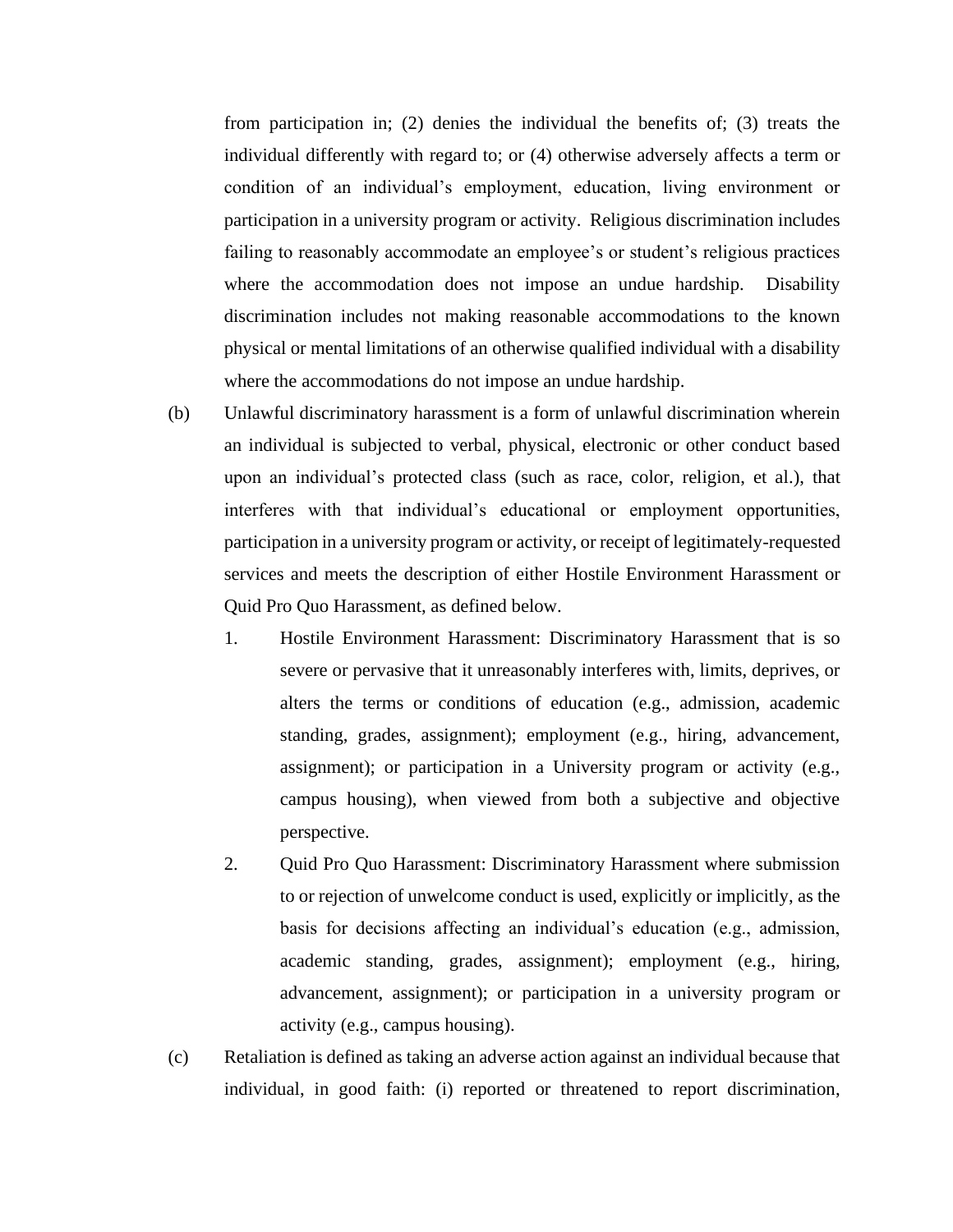from participation in; (2) denies the individual the benefits of; (3) treats the individual differently with regard to; or (4) otherwise adversely affects a term or condition of an individual's employment, education, living environment or participation in a university program or activity. Religious discrimination includes failing to reasonably accommodate an employee's or student's religious practices where the accommodation does not impose an undue hardship. Disability discrimination includes not making reasonable accommodations to the known physical or mental limitations of an otherwise qualified individual with a disability where the accommodations do not impose an undue hardship.

(b) Unlawful discriminatory harassment is a form of unlawful discrimination wherein an individual is subjected to verbal, physical, electronic or other conduct based upon an individual's protected class (such as race, color, religion, et al.), that interferes with that individual's educational or employment opportunities, participation in a university program or activity, or receipt of legitimately-requested services and meets the description of either Hostile Environment Harassment or Quid Pro Quo Harassment, as defined below.

1. Hostile Environment Harassment: Discriminatory Harassment that is so severe or pervasive that it unreasonably interferes with, limits, deprives, or alters the terms or conditions of education (e.g., admission, academic standing, grades, assignment); employment (e.g., hiring, advancement, assignment); or participation in a University program or activity (e.g., campus housing), when viewed from both a subjective and objective perspective.

2. Quid Pro Quo Harassment: Discriminatory Harassment where submission to or rejection of unwelcome conduct is used, explicitly or implicitly, as the basis for decisions affecting an individual's education (e.g., admission, academic standing, grades, assignment); employment (e.g., hiring, advancement, assignment); or participation in a university program or activity (e.g., campus housing).

(c) Retaliation is defined as taking an adverse action against an individual because that individual, in good faith: (i) reported or threatened to report discrimination,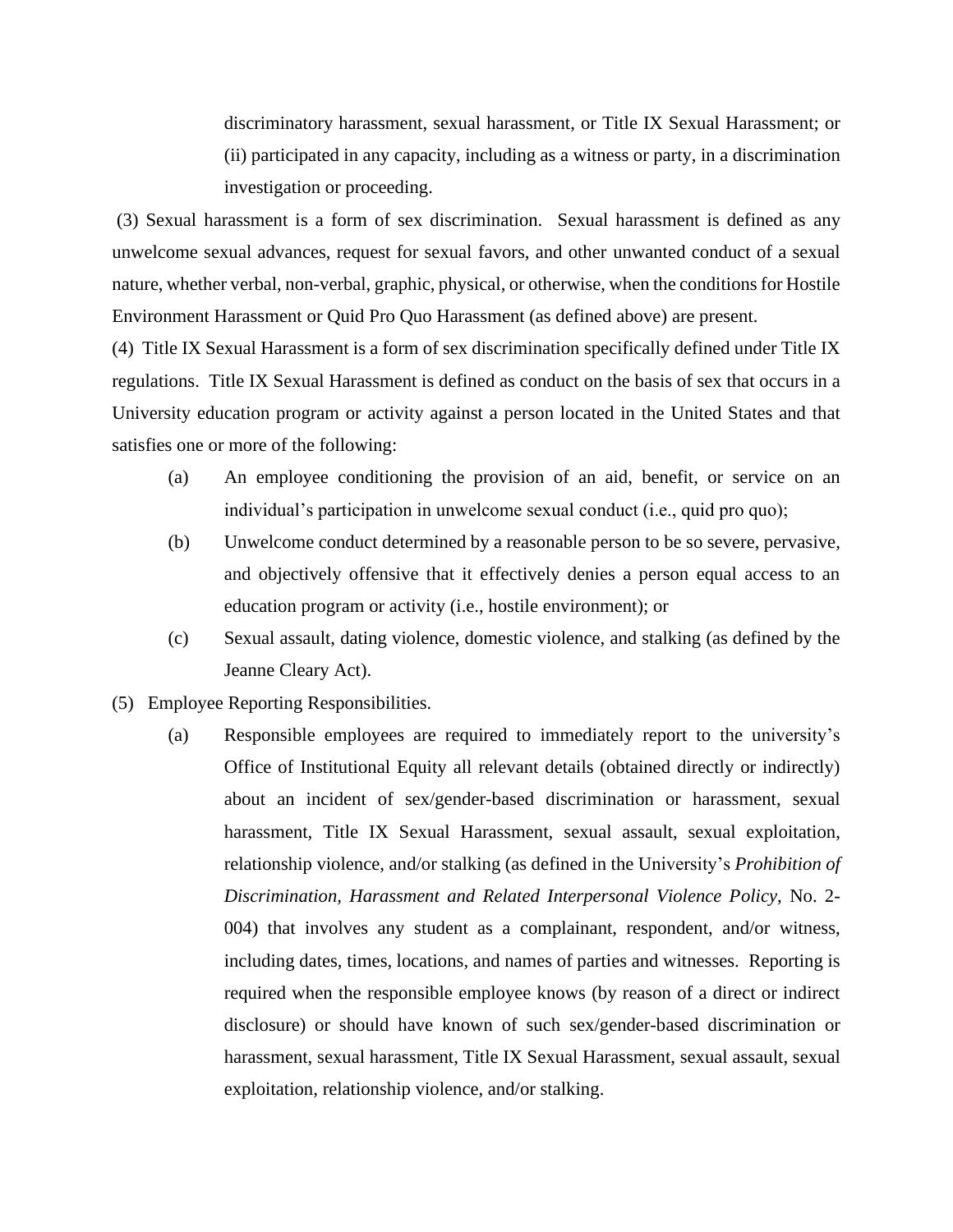discriminatory harassment, sexual harassment, or Title IX Sexual Harassment; or (ii) participated in any capacity, including as a witness or party, in a discrimination investigation or proceeding.

(3) Sexual harassment is a form of sex discrimination. Sexual harassment is defined as any unwelcome sexual advances, request for sexual favors, and other unwanted conduct of a sexual nature, whether verbal, non-verbal, graphic, physical, or otherwise, when the conditions for Hostile Environment Harassment or Quid Pro Quo Harassment (as defined above) are present.

(4) Title IX Sexual Harassment is a form of sex discrimination specifically defined under Title IX regulations. Title IX Sexual Harassment is defined as conduct on the basis of sex that occurs in a University education program or activity against a person located in the United States and that satisfies one or more of the following:

- (a) An employee conditioning the provision of an aid, benefit, or service on an individual's participation in unwelcome sexual conduct (i.e., quid pro quo);
- (b) Unwelcome conduct determined by a reasonable person to be so severe, pervasive, and objectively offensive that it effectively denies a person equal access to an education program or activity (i.e., hostile environment); or
- (c) Sexual assault, dating violence, domestic violence, and stalking (as defined by the Jeanne Cleary Act).

(5) Employee Reporting Responsibilities.

- (a) Responsible employees are required to immediately report to the university's Office of Institutional Equity all relevant details (obtained directly or indirectly) about an incident of sex/gender-based discrimination or harassment, sexual harassment, Title IX Sexual Harassment, sexual assault, sexual exploitation, relationship violence, and/or stalking (as defined in the University's *Prohibition of Discrimination, Harassment and Related Interpersonal Violence Policy*, No. 2-004) that involves any student as a complainant, respondent, and/or witness, including dates, times, locations, and names of parties and witnesses. Reporting is required when the responsible employee knows (by reason of a direct or indirect disclosure) or should have known of such sex/gender-based discrimination or harassment, sexual harassment, Title IX Sexual Harassment, sexual assault, sexual exploitation, relationship violence, and/or stalking.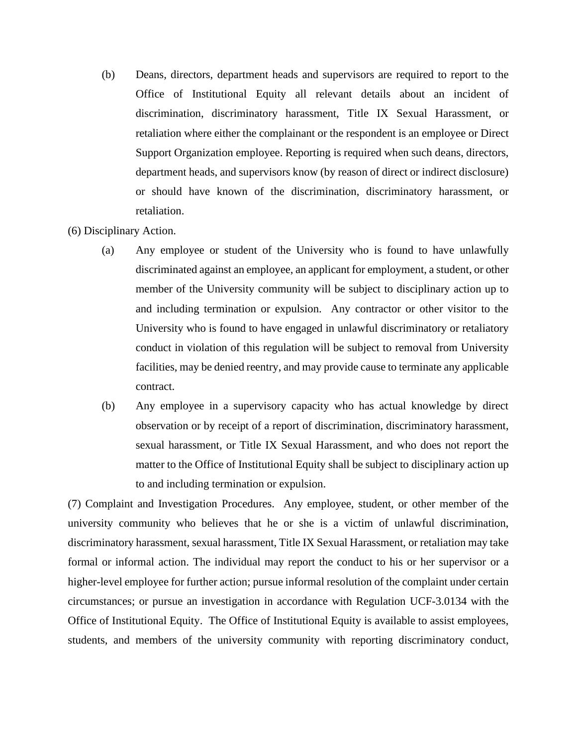(b) Deans, directors, department heads and supervisors are required to report to the Office of Institutional Equity all relevant details about an incident of discrimination, discriminatory harassment, Title IX Sexual Harassment, or retaliation where either the complainant or the respondent is an employee or Direct Support Organization employee. Reporting is required when such deans, directors, department heads, and supervisors know (by reason of direct or indirect disclosure) or should have known of the discrimination, discriminatory harassment, or retaliation.

(6) Disciplinary Action.

(a) Any employee or student of the University who is found to have unlawfully discriminated against an employee, an applicant for employment, a student, or other member of the University community will be subject to disciplinary action up to and including termination or expulsion. Any contractor or other visitor to the University who is found to have engaged in unlawful discriminatory or retaliatory conduct in violation of this regulation will be subject to removal from University facilities, may be denied reentry, and may provide cause to terminate any applicable contract.

(b) Any employee in a supervisory capacity who has actual knowledge by direct observation or by receipt of a report of discrimination, discriminatory harassment, sexual harassment, or Title IX Sexual Harassment, and who does not report the matter to the Office of Institutional Equity shall be subject to disciplinary action up to and including termination or expulsion.

(7) Complaint and Investigation Procedures. Any employee, student, or other member of the university community who believes that he or she is a victim of unlawful discrimination, discriminatory harassment, sexual harassment, Title IX Sexual Harassment, or retaliation may take formal or informal action. The individual may report the conduct to his or her supervisor or a higher-level employee for further action; pursue informal resolution of the complaint under certain circumstances; or pursue an investigation in accordance with Regulation UCF-3.0134 with the Office of Institutional Equity. The Office of Institutional Equity is available to assist employees, students, and members of the university community with reporting discriminatory conduct,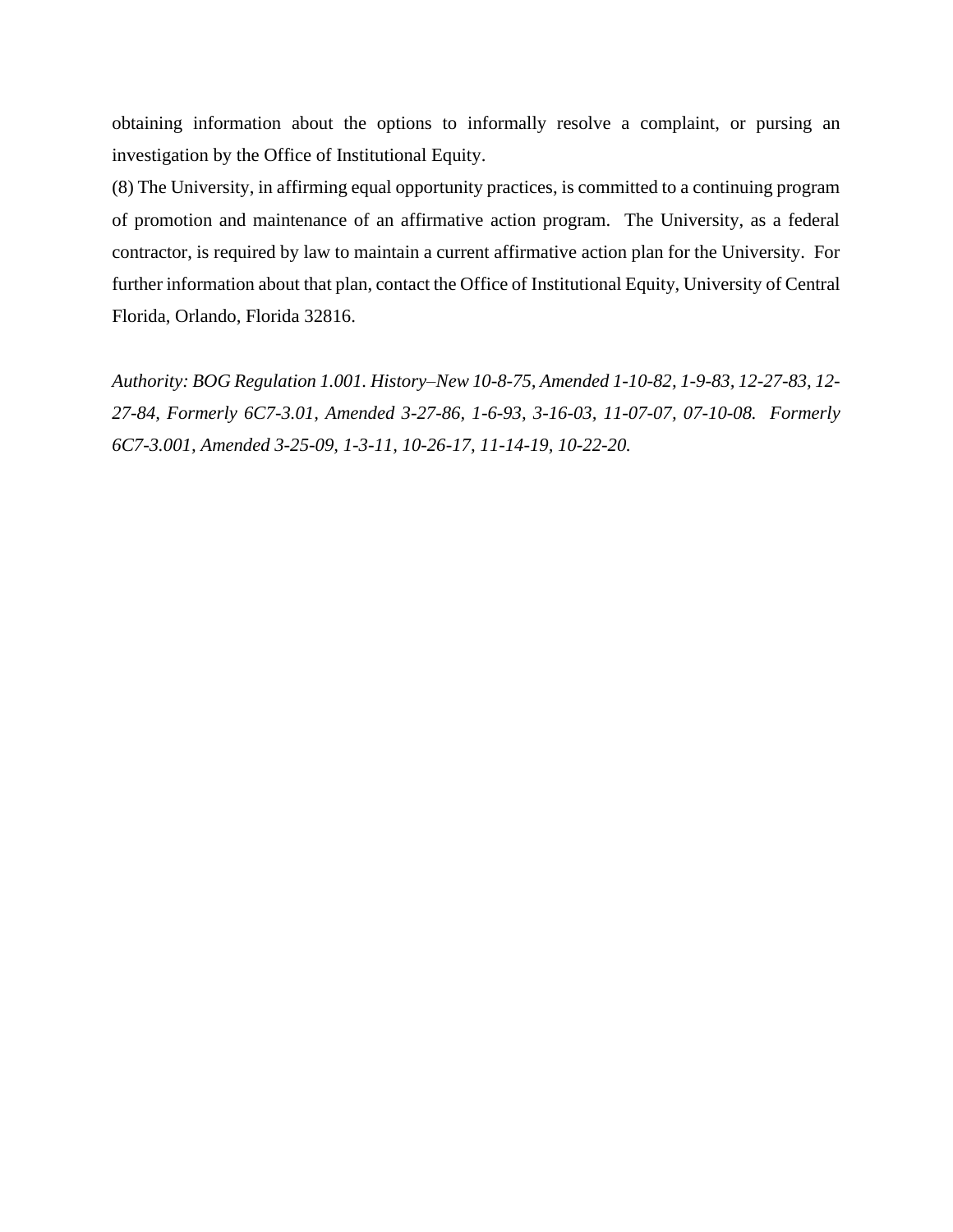obtaining information about the options to informally resolve a complaint, or pursing an investigation by the Office of Institutional Equity.

(8) The University, in affirming equal opportunity practices, is committed to a continuing program of promotion and maintenance of an affirmative action program. The University, as a federal contractor, is required by law to maintain a current affirmative action plan for the University. For further information about that plan, contact the Office of Institutional Equity, University of Central Florida, Orlando, Florida 32816.

*Authority: BOG Regulation 1.001. History–New 10-8-75, Amended 1-10-82, 1-9-83, 12-27-83, 12-27-84, Formerly 6C7-3.01, Amended 3-27-86, 1-6-93, 3-16-03, 11-07-07, 07-10-08. Formerly 6C7-3.001, Amended 3-25-09, 1-3-11, 10-26-17, 11-14-19, 10-22-20.*